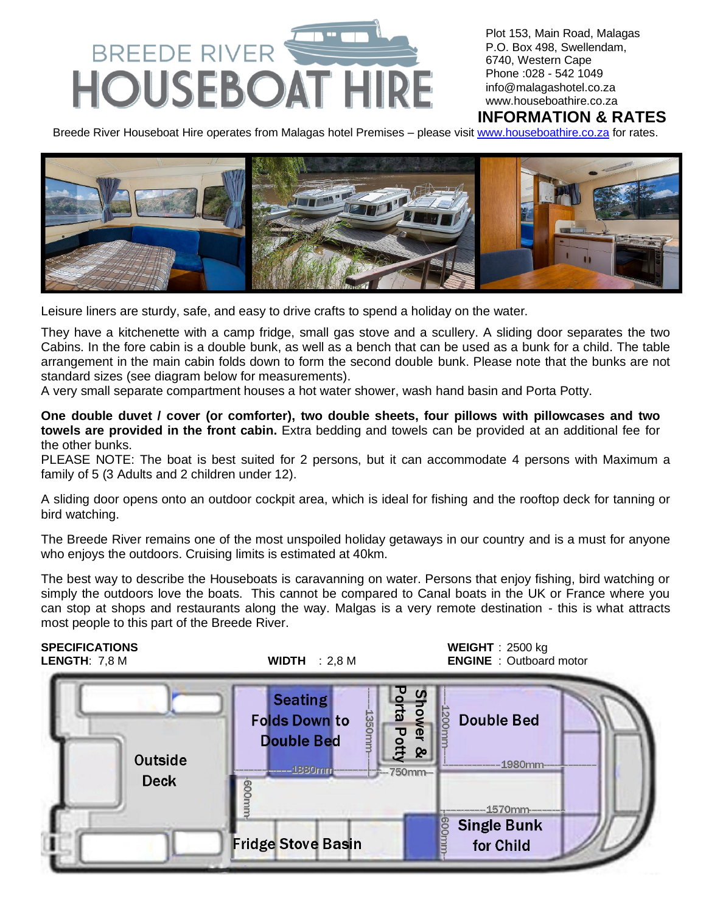# BREEDE RIVER HOUSEBOAT HIRE

Plot 153, Main Road, Malagas
P.O. Box 498, Swellendam,
6740, Western Cape
Phone :028 - 542 1049
info@malagashotel.co.za
www.houseboathire.co.za

## INFORMATION & RATES

Breede River Houseboat Hire operates from Malagas hotel Premises – please visit www.houseboathire.co.za for rates.

Leisure liners are sturdy, safe, and easy to drive crafts to spend a holiday on the water.

They have a kitchenette with a camp fridge, small gas stove and a scullery. A sliding door separates the two Cabins. In the fore cabin is a double bunk, as well as a bench that can be used as a bunk for a child. The table arrangement in the main cabin folds down to form the second double bunk. Please note that the bunks are not standard sizes (see diagram below for measurements).
A very small separate compartment houses a hot water shower, wash hand basin and Porta Potty.

**One double duvet / cover (or comforter), two double sheets, four pillows with pillowcases and two towels are provided in the front cabin.** Extra bedding and towels can be provided at an additional fee for the other bunks.
PLEASE NOTE: The boat is best suited for 2 persons, but it can accommodate 4 persons with Maximum a family of 5 (3 Adults and 2 children under 12).

A sliding door opens onto an outdoor cockpit area, which is ideal for fishing and the rooftop deck for tanning or bird watching.

The Breede River remains one of the most unspoiled holiday getaways in our country and is a must for anyone who enjoys the outdoors. Cruising limits is estimated at 40km.

The best way to describe the Houseboats is caravanning on water. Persons that enjoy fishing, bird watching or simply the outdoors love the boats. This cannot be compared to Canal boats in the UK or France where you can stop at shops and restaurants along the way. Malgas is a very remote destination - this is what attracts most people to this part of the Breede River.

**SPECIFICATIONS**
**LENGTH**: 7,8 M
**WIDTH** : 2,8 M
**WEIGHT** : 2500 kg
**ENGINE** : Outboard motor

Outside Deck
Seating Folds Down to Double Bed
1350mm
1880mm
600mm
Fridge Stove Basin
Shower & Porta Potty
750mm
1200mm
Double Bed
1980mm
1570mm
600mm
Single Bunk for Child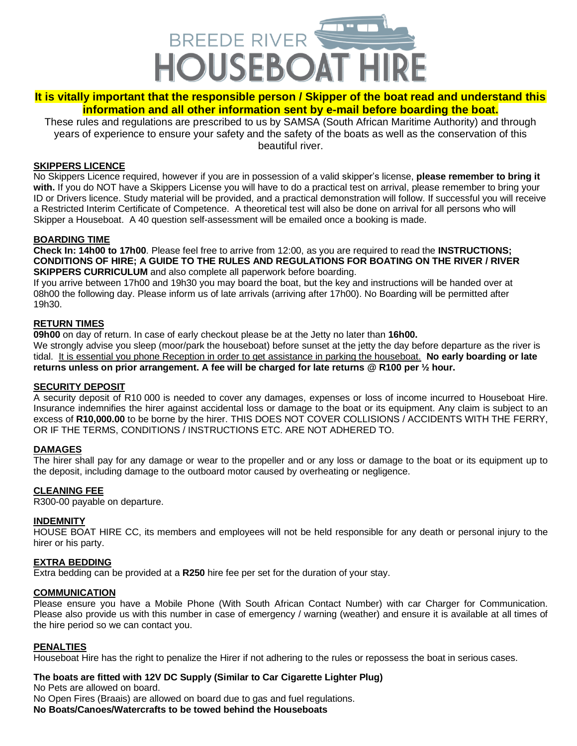# BREEDE RIVER HOUSEBOAT HIRE

**It is vitally important that the responsible person / Skipper of the boat read and understand this information and all other information sent by e-mail before boarding the boat.**

These rules and regulations are prescribed to us by SAMSA (South African Maritime Authority) and through years of experience to ensure your safety and the safety of the boats as well as the conservation of this beautiful river.

## SKIPPERS LICENCE

No Skippers Licence required, however if you are in possession of a valid skipper's license, **please remember to bring it with.** If you do NOT have a Skippers License you will have to do a practical test on arrival, please remember to bring your ID or Drivers licence. Study material will be provided, and a practical demonstration will follow. If successful you will receive a Restricted Interim Certificate of Competence. A theoretical test will also be done on arrival for all persons who will Skipper a Houseboat. A 40 question self-assessment will be emailed once a booking is made.

## BOARDING TIME

**Check In: 14h00 to 17h00**. Please feel free to arrive from 12:00, as you are required to read the **INSTRUCTIONS; CONDITIONS OF HIRE; A GUIDE TO THE RULES AND REGULATIONS FOR BOATING ON THE RIVER / RIVER SKIPPERS CURRICULUM** and also complete all paperwork before boarding.

If you arrive between 17h00 and 19h30 you may board the boat, but the key and instructions will be handed over at 08h00 the following day. Please inform us of late arrivals (arriving after 17h00). No Boarding will be permitted after 19h30.

## RETURN TIMES

**09h00** on day of return. In case of early checkout please be at the Jetty no later than **16h00.**

We strongly advise you sleep (moor/park the houseboat) before sunset at the jetty the day before departure as the river is tidal. It is essential you phone Reception in order to get assistance in parking the houseboat. **No early boarding or late returns unless on prior arrangement. A fee will be charged for late returns @ R100 per ½ hour.**

## SECURITY DEPOSIT

A security deposit of R10 000 is needed to cover any damages, expenses or loss of income incurred to Houseboat Hire. Insurance indemnifies the hirer against accidental loss or damage to the boat or its equipment. Any claim is subject to an excess of **R10,000.00** to be borne by the hirer. THIS DOES NOT COVER COLLISIONS / ACCIDENTS WITH THE FERRY, OR IF THE TERMS, CONDITIONS / INSTRUCTIONS ETC. ARE NOT ADHERED TO.

## DAMAGES

The hirer shall pay for any damage or wear to the propeller and or any loss or damage to the boat or its equipment up to the deposit, including damage to the outboard motor caused by overheating or negligence.

## CLEANING FEE

R300-00 payable on departure.

## INDEMNITY

HOUSE BOAT HIRE CC, its members and employees will not be held responsible for any death or personal injury to the hirer or his party.

## EXTRA BEDDING

Extra bedding can be provided at a **R250** hire fee per set for the duration of your stay.

## COMMUNICATION

Please ensure you have a Mobile Phone (With South African Contact Number) with car Charger for Communication. Please also provide us with this number in case of emergency / warning (weather) and ensure it is available at all times of the hire period so we can contact you.

## PENALTIES

Houseboat Hire has the right to penalize the Hirer if not adhering to the rules or repossess the boat in serious cases.

**The boats are fitted with 12V DC Supply (Similar to Car Cigarette Lighter Plug)**

No Pets are allowed on board.

No Open Fires (Braais) are allowed on board due to gas and fuel regulations.

**No Boats/Canoes/Watercrafts to be towed behind the Houseboats**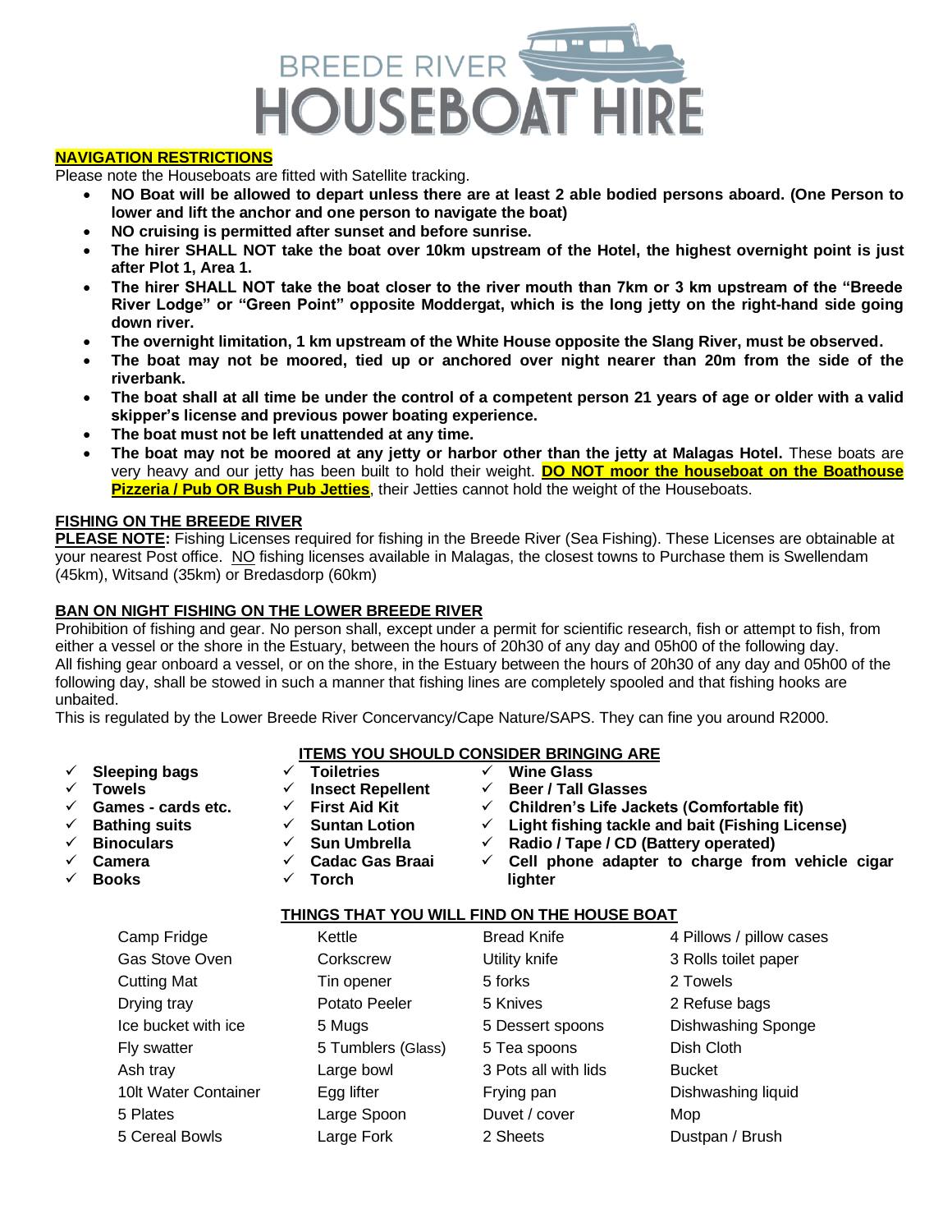# BREEDE RIVER HOUSEBOAT HIRE

## NAVIGATION RESTRICTIONS

Please note the Houseboats are fitted with Satellite tracking.

- **NO Boat will be allowed to depart unless there are at least 2 able bodied persons aboard. (One Person to lower and lift the anchor and one person to navigate the boat)**
- **NO cruising is permitted after sunset and before sunrise.**
- **The hirer SHALL NOT take the boat over 10km upstream of the Hotel, the highest overnight point is just after Plot 1, Area 1.**
- **The hirer SHALL NOT take the boat closer to the river mouth than 7km or 3 km upstream of the "Breede River Lodge" or "Green Point" opposite Moddergat, which is the long jetty on the right-hand side going down river.**
- **The overnight limitation, 1 km upstream of the White House opposite the Slang River, must be observed.**
- **The boat may not be moored, tied up or anchored over night nearer than 20m from the side of the riverbank.**
- **The boat shall at all time be under the control of a competent person 21 years of age or older with a valid skipper's license and previous power boating experience.**
- **The boat must not be left unattended at any time.**
- **The boat may not be moored at any jetty or harbor other than the jetty at Malagas Hotel.** These boats are very heavy and our jetty has been built to hold their weight. **DO NOT moor the houseboat on the Boathouse Pizzeria / Pub OR Bush Pub Jetties**, their Jetties cannot hold the weight of the Houseboats.

## FISHING ON THE BREEDE RIVER

**PLEASE NOTE:** Fishing Licenses required for fishing in the Breede River (Sea Fishing). These Licenses are obtainable at your nearest Post office. NO fishing licenses available in Malagas, the closest towns to Purchase them is Swellendam (45km), Witsand (35km) or Bredasdorp (60km)

## BAN ON NIGHT FISHING ON THE LOWER BREEDE RIVER

Prohibition of fishing and gear. No person shall, except under a permit for scientific research, fish or attempt to fish, from either a vessel or the shore in the Estuary, between the hours of 20h30 of any day and 05h00 of the following day.
All fishing gear onboard a vessel, or on the shore, in the Estuary between the hours of 20h30 of any day and 05h00 of the following day, shall be stowed in such a manner that fishing lines are completely spooled and that fishing hooks are unbaited.
This is regulated by the Lower Breede River Concervancy/Cape Nature/SAPS. They can fine you around R2000.

## ITEMS YOU SHOULD CONSIDER BRINGING ARE

- ✓ **Sleeping bags**
- ✓ **Towels**
- ✓ **Games - cards etc.**
- ✓ **Bathing suits**
- ✓ **Binoculars**
- ✓ **Camera**
- ✓ **Books**
- ✓ **Toiletries**
- ✓ **Insect Repellent**
- ✓ **First Aid Kit**
- ✓ **Suntan Lotion**
- ✓ **Sun Umbrella**
- ✓ **Cadac Gas Braai**
- ✓ **Torch**
- ✓ **Wine Glass**
- ✓ **Beer / Tall Glasses**
- ✓ **Children's Life Jackets (Comfortable fit)**
- ✓ **Light fishing tackle and bait (Fishing License)**
- ✓ **Radio / Tape / CD (Battery operated)**
- ✓ **Cell phone adapter to charge from vehicle cigar lighter**

## THINGS THAT YOU WILL FIND ON THE HOUSE BOAT

| | | | |
|---|---|---|---|
| Camp Fridge | Kettle | Bread Knife | 4 Pillows / pillow cases |
| Gas Stove Oven | Corkscrew | Utility knife | 3 Rolls toilet paper |
| Cutting Mat | Tin opener | 5 forks | 2 Towels |
| Drying tray | Potato Peeler | 5 Knives | 2 Refuse bags |
| Ice bucket with ice | 5 Mugs | 5 Dessert spoons | Dishwashing Sponge |
| Fly swatter | 5 Tumblers (Glass) | 5 Tea spoons | Dish Cloth |
| Ash tray | Large bowl | 3 Pots all with lids | Bucket |
| 10lt Water Container | Egg lifter | Frying pan | Dishwashing liquid |
| 5 Plates | Large Spoon | Duvet / cover | Mop |
| 5 Cereal Bowls | Large Fork | 2 Sheets | Dustpan / Brush |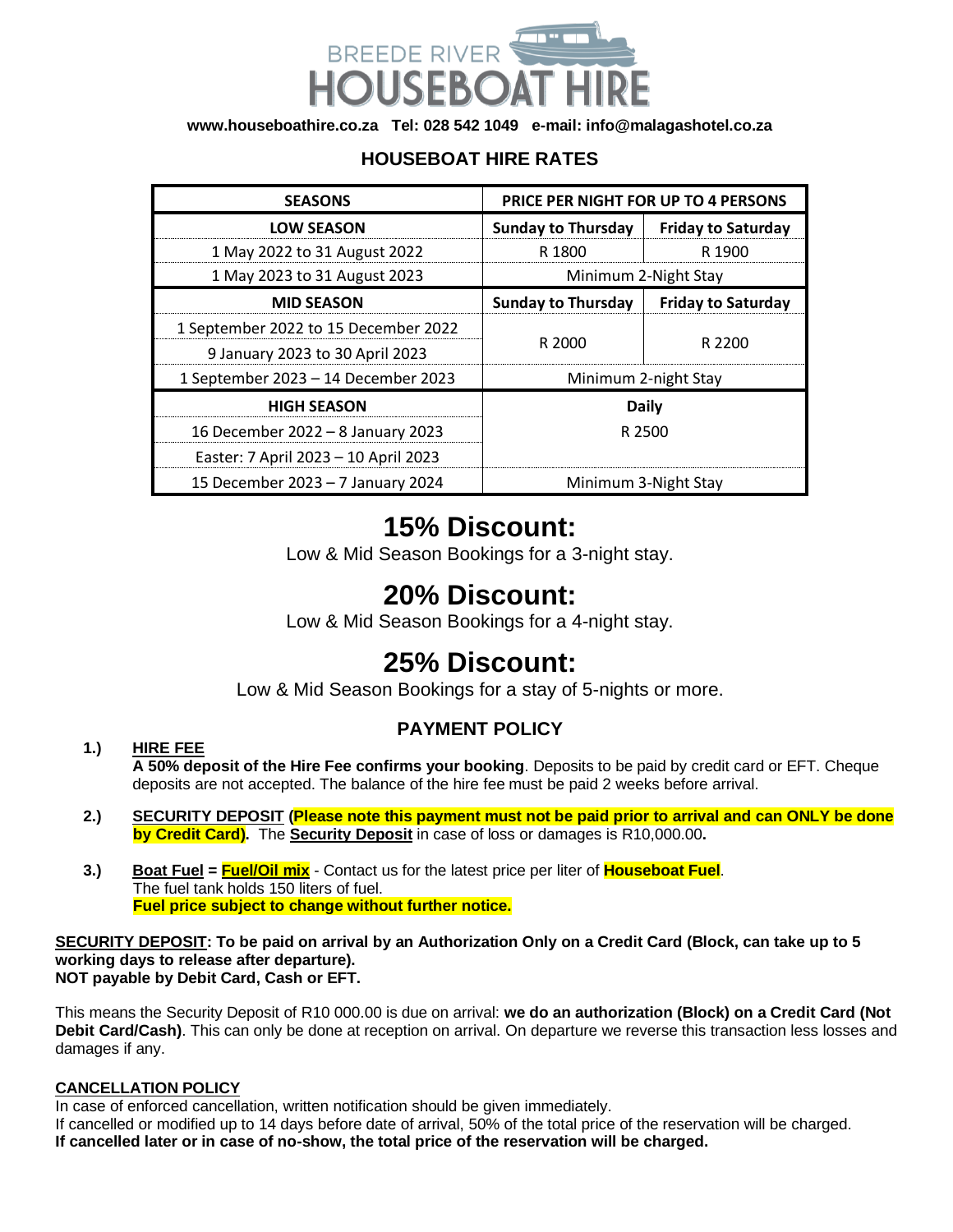# BREEDE RIVER HOUSEBOAT HIRE

**www.houseboathire.co.za Tel: 028 542 1049 e-mail: info@malagashotel.co.za**

## HOUSEBOAT HIRE RATES

| SEASONS | PRICE PER NIGHT FOR UP TO 4 PERSONS | |
|---|---|---|
| **LOW SEASON** | **Sunday to Thursday** | **Friday to Saturday** |
| 1 May 2022 to 31 August 2022 | R 1800 | R 1900 |
| 1 May 2023 to 31 August 2023 | Minimum 2-Night Stay | |
| **MID SEASON** | **Sunday to Thursday** | **Friday to Saturday** |
| 1 September 2022 to 15 December 2022 | R 2000 | R 2200 |
| 9 January 2023 to 30 April 2023 | | |
| 1 September 2023 – 14 December 2023 | Minimum 2-night Stay | |
| **HIGH SEASON** | **Daily** | |
| 16 December 2022 – 8 January 2023 | R 2500 | |
| Easter: 7 April 2023 – 10 April 2023 | | |
| 15 December 2023 – 7 January 2024 | Minimum 3-Night Stay | |

# 15% Discount:

Low & Mid Season Bookings for a 3-night stay.

# 20% Discount:

Low & Mid Season Bookings for a 4-night stay.

# 25% Discount:

Low & Mid Season Bookings for a stay of 5-nights or more.

## PAYMENT POLICY

1.) **HIRE FEE**
**A 50% deposit of the Hire Fee confirms your booking**. Deposits to be paid by credit card or EFT. Cheque deposits are not accepted. The balance of the hire fee must be paid 2 weeks before arrival.

2.) **SECURITY DEPOSIT (Please note this payment must not be paid prior to arrival and can ONLY be done by Credit Card).** The **Security Deposit** in case of loss or damages is R10,000.00**.**

3.) **Boat Fuel = Fuel/Oil mix** - Contact us for the latest price per liter of **Houseboat Fuel**.
The fuel tank holds 150 liters of fuel.
**Fuel price subject to change without further notice.**

**SECURITY DEPOSIT: To be paid on arrival by an Authorization Only on a Credit Card (Block, can take up to 5 working days to release after departure).**
**NOT payable by Debit Card, Cash or EFT.**

This means the Security Deposit of R10 000.00 is due on arrival: **we do an authorization (Block) on a Credit Card (Not Debit Card/Cash)**. This can only be done at reception on arrival. On departure we reverse this transaction less losses and damages if any.

**CANCELLATION POLICY**

In case of enforced cancellation, written notification should be given immediately.
If cancelled or modified up to 14 days before date of arrival, 50% of the total price of the reservation will be charged.
**If cancelled later or in case of no-show, the total price of the reservation will be charged.**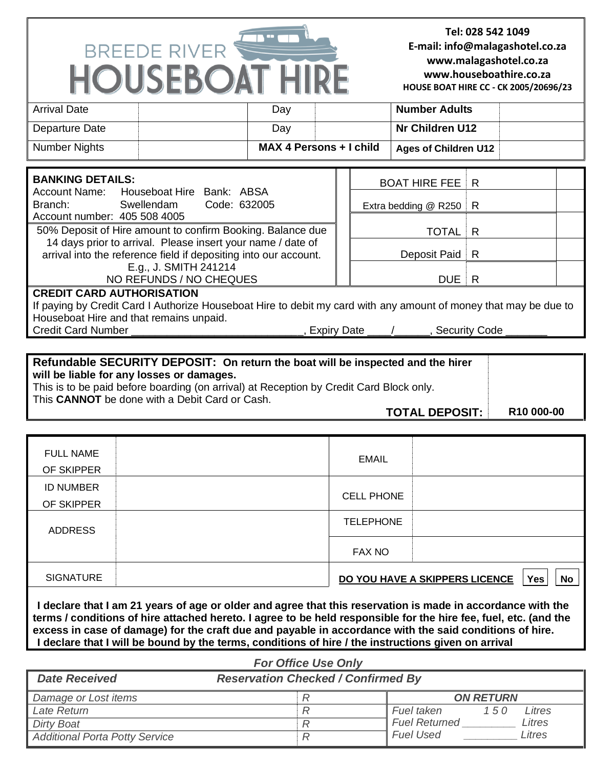# BREEDE RIVER HOUSEBOAT HIRE

**Tel: 028 542 1049**
**E-mail: info@malagashotel.co.za**
**www.malagashotel.co.za**
**www.houseboathire.co.za**
**HOUSE BOAT HIRE CC - CK 2005/20696/23**

| | | | | | |
|---|---|---|---|---|---|
| Arrival Date | | Day | | **Number Adults** | |
| Departure Date | | Day | | **Nr Children U12** | |
| Number Nights | | **MAX 4 Persons + I child** | | **Ages of Children U12** | |

**BANKING DETAILS:**
Account Name: Houseboat Hire Bank: ABSA
Branch: Swellendam Code: 632005
Account number: 405 508 4005

50% Deposit of Hire amount to confirm Booking. Balance due 14 days prior to arrival. Please insert your name / date of arrival into the reference field if depositing into our account.
E.g., J. SMITH 241214
NO REFUNDS / NO CHEQUES

| | | |
|---|---|---|
| BOAT HIRE FEE | R | |
| Extra bedding @ R250 | R | |
| TOTAL | R | |
| Deposit Paid | R | |
| DUE | R | |

**CREDIT CARD AUTHORISATION**
If paying by Credit Card I Authorize Houseboat Hire to debit my card with any amount of money that may be due to Houseboat Hire and that remains unpaid.
Credit Card Number ____________________________, Expiry Date ____/______, Security Code _______

**Refundable SECURITY DEPOSIT: On return the boat will be inspected and the hirer will be liable for any losses or damages.**
This is to be paid before boarding (on arrival) at Reception by Credit Card Block only.
This **CANNOT** be done with a Debit Card or Cash.

**TOTAL DEPOSIT:** **R10 000-00**

| | | | |
|---|---|---|---|
| FULL NAME OF SKIPPER | | EMAIL | |
| ID NUMBER OF SKIPPER | | CELL PHONE | |
| ADDRESS | | TELEPHONE | |
| | | FAX NO | |
| SIGNATURE | | **DO YOU HAVE A SKIPPERS LICENCE** | **Yes** **No** |

**I declare that I am 21 years of age or older and agree that this reservation is made in accordance with the terms / conditions of hire attached hereto. I agree to be held responsible for the hire fee, fuel, etc. (and the excess in case of damage) for the craft due and payable in accordance with the said conditions of hire.**
**I declare that I will be bound by the terms, conditions of hire / the instructions given on arrival**

***For Office Use Only***

| ***Date Received*** | ***Reservation Checked / Confirmed By*** | |
|---|---|---|
| *Damage or Lost items* | *R* | ***ON RETURN*** |
| *Late Return* | *R* | *Fuel taken 1 5 0 Litres* |
| *Dirty Boat* | *R* | *Fuel Returned _________ Litres* |
| *Additional Porta Potty Service* | *R* | *Fuel Used _________ Litres* |